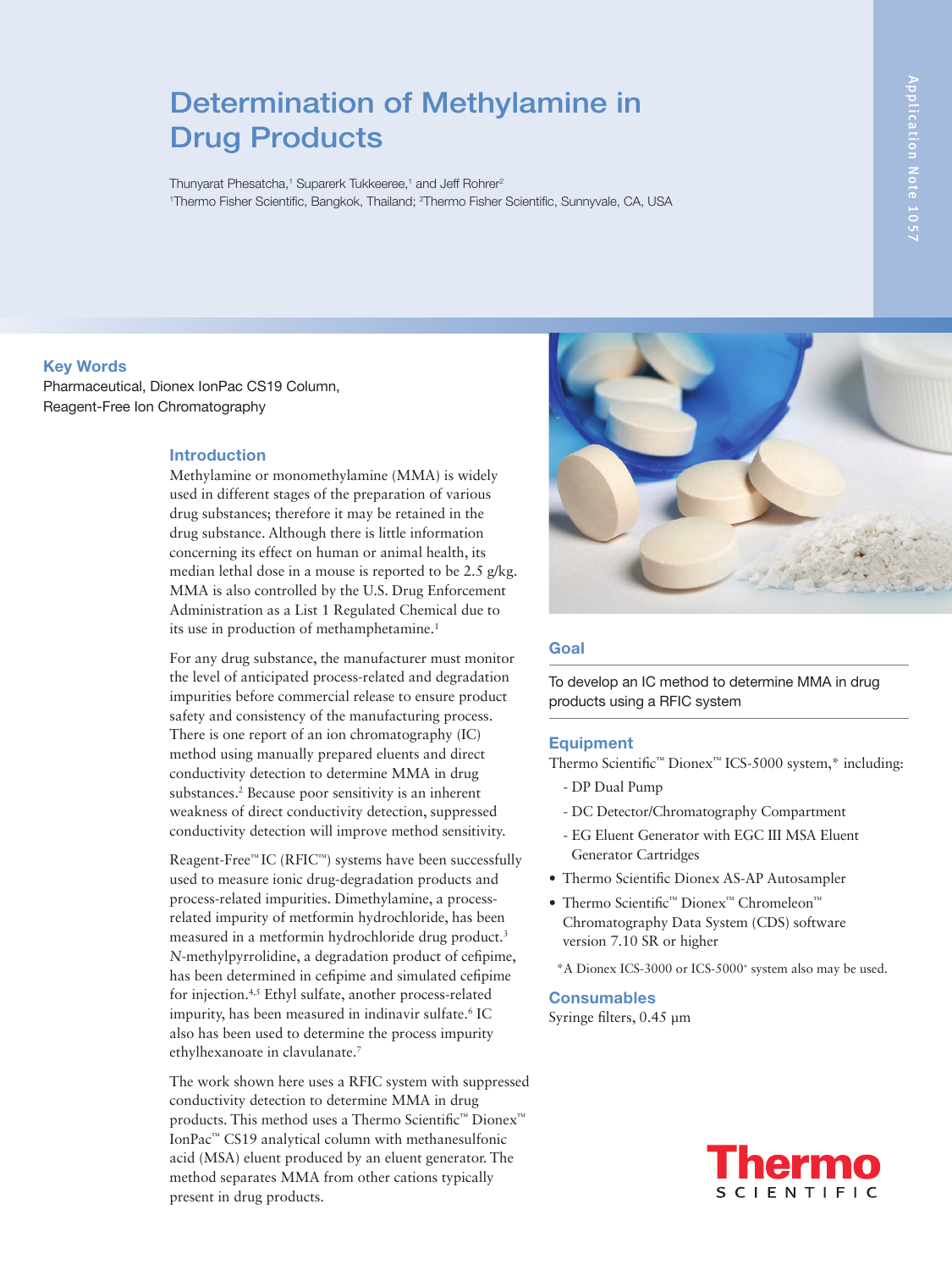# Determination of Methylamine in Drug Products

Thunyarat Phesatcha,[1] Suparerk Tukkeeree,[1] and Jeff Rohrer[2]
[1]Thermo Fisher Scientific, Bangkok, Thailand; [2]Thermo Fisher Scientific, Sunnyvale, CA, USA

Application Note 1057

## Key Words

Pharmaceutical, Dionex IonPac CS19 Column, Reagent-Free Ion Chromatography

## Introduction

Methylamine or monomethylamine (MMA) is widely used in different stages of the preparation of various drug substances; therefore it may be retained in the drug substance. Although there is little information concerning its effect on human or animal health, its median lethal dose in a mouse is reported to be 2.5 g/kg. MMA is also controlled by the U.S. Drug Enforcement Administration as a List 1 Regulated Chemical due to its use in production of methamphetamine.[1]

For any drug substance, the manufacturer must monitor the level of anticipated process-related and degradation impurities before commercial release to ensure product safety and consistency of the manufacturing process. There is one report of an ion chromatography (IC) method using manually prepared eluents and direct conductivity detection to determine MMA in drug substances.[2] Because poor sensitivity is an inherent weakness of direct conductivity detection, suppressed conductivity detection will improve method sensitivity.

Reagent-Free™ IC (RFIC™) systems have been successfully used to measure ionic drug-degradation products and process-related impurities. Dimethylamine, a process-related impurity of metformin hydrochloride, has been measured in a metformin hydrochloride drug product.[3] *N*-methylpyrrolidine, a degradation product of cefipime, has been determined in cefipime and simulated cefipime for injection.[4,5] Ethyl sulfate, another process-related impurity, has been measured in indinavir sulfate.[6] IC also has been used to determine the process impurity ethylhexanoate in clavulanate.[7]

The work shown here uses a RFIC system with suppressed conductivity detection to determine MMA in drug products. This method uses a Thermo Scientific™ Dionex™ IonPac™ CS19 analytical column with methanesulfonic acid (MSA) eluent produced by an eluent generator. The method separates MMA from other cations typically present in drug products.

## Goal

To develop an IC method to determine MMA in drug products using a RFIC system

## Equipment

Thermo Scientific™ Dionex™ ICS-5000 system,* including:

- DP Dual Pump
- DC Detector/Chromatography Compartment
- EG Eluent Generator with EGC III MSA Eluent Generator Cartridges

- Thermo Scientific Dionex AS-AP Autosampler
- Thermo Scientific™ Dionex™ Chromeleon™ Chromatography Data System (CDS) software version 7.10 SR or higher

*A Dionex ICS-3000 or ICS-5000+ system also may be used.

## Consumables

Syringe filters, 0.45 µm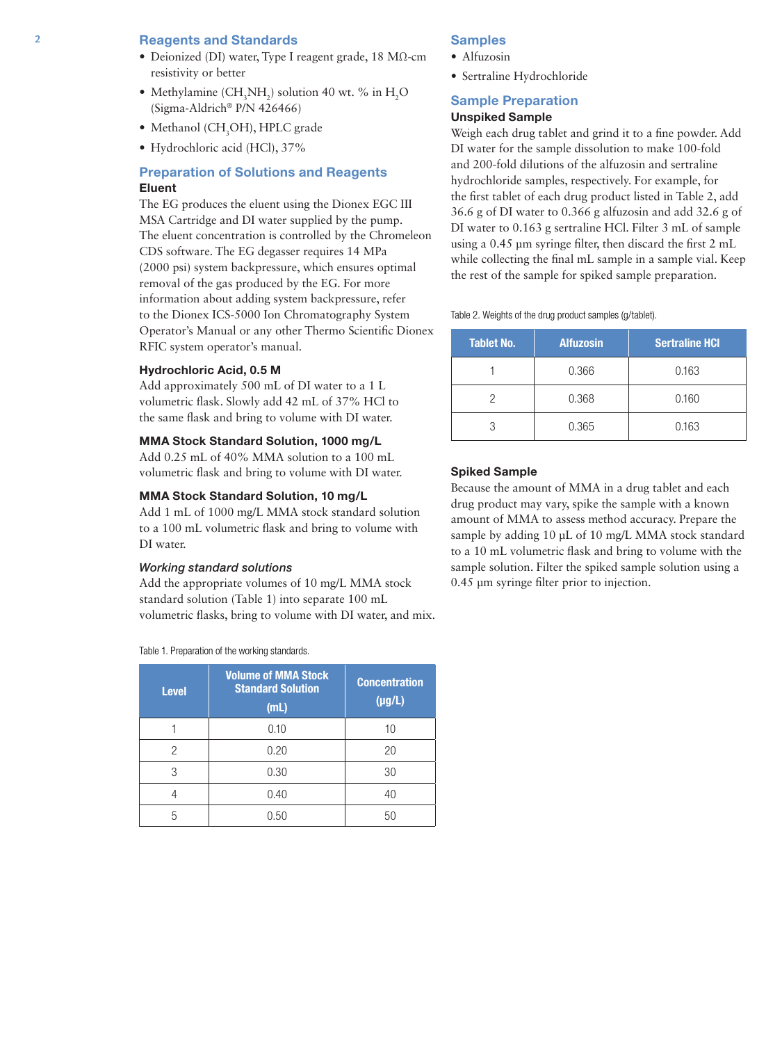## Reagents and Standards

- Deionized (DI) water, Type I reagent grade, 18 MΩ-cm resistivity or better
- Methylamine ($CH_3NH_2$) solution 40 wt. % in $H_2O$ (Sigma-Aldrich® P/N 426466)
- Methanol ($CH_3OH$), HPLC grade
- Hydrochloric acid (HCl), 37%

## Preparation of Solutions and Reagents

### Eluent

The EG produces the eluent using the Dionex EGC III MSA Cartridge and DI water supplied by the pump. The eluent concentration is controlled by the Chromeleon CDS software. The EG degasser requires 14 MPa (2000 psi) system backpressure, which ensures optimal removal of the gas produced by the EG. For more information about adding system backpressure, refer to the Dionex ICS-5000 Ion Chromatography System Operator's Manual or any other Thermo Scientific Dionex RFIC system operator's manual.

### Hydrochloric Acid, 0.5 M

Add approximately 500 mL of DI water to a 1 L volumetric flask. Slowly add 42 mL of 37% HCl to the same flask and bring to volume with DI water.

### MMA Stock Standard Solution, 1000 mg/L

Add 0.25 mL of 40% MMA solution to a 100 mL volumetric flask and bring to volume with DI water.

### MMA Stock Standard Solution, 10 mg/L

Add 1 mL of 1000 mg/L MMA stock standard solution to a 100 mL volumetric flask and bring to volume with DI water.

#### *Working standard solutions*

Add the appropriate volumes of 10 mg/L MMA stock standard solution (Table 1) into separate 100 mL volumetric flasks, bring to volume with DI water, and mix.

Table 1. Preparation of the working standards.

| Level | Volume of MMA Stock Standard Solution (mL) | Concentration (µg/L) |
|---|---|---|
| 1 | 0.10 | 10 |
| 2 | 0.20 | 20 |
| 3 | 0.30 | 30 |
| 4 | 0.40 | 40 |
| 5 | 0.50 | 50 |

## Samples

- Alfuzosin
- Sertraline Hydrochloride

## Sample Preparation

### Unspiked Sample

Weigh each drug tablet and grind it to a fine powder. Add DI water for the sample dissolution to make 100-fold and 200-fold dilutions of the alfuzosin and sertraline hydrochloride samples, respectively. For example, for the first tablet of each drug product listed in Table 2, add 36.6 g of DI water to 0.366 g alfuzosin and add 32.6 g of DI water to 0.163 g sertraline HCl. Filter 3 mL of sample using a 0.45 µm syringe filter, then discard the first 2 mL while collecting the final mL sample in a sample vial. Keep the rest of the sample for spiked sample preparation.

Table 2. Weights of the drug product samples (g/tablet).

| Tablet No. | Alfuzosin | Sertraline HCl |
|---|---|---|
| 1 | 0.366 | 0.163 |
| 2 | 0.368 | 0.160 |
| 3 | 0.365 | 0.163 |

### Spiked Sample

Because the amount of MMA in a drug tablet and each drug product may vary, spike the sample with a known amount of MMA to assess method accuracy. Prepare the sample by adding 10 µL of 10 mg/L MMA stock standard to a 10 mL volumetric flask and bring to volume with the sample solution. Filter the spiked sample solution using a 0.45 µm syringe filter prior to injection.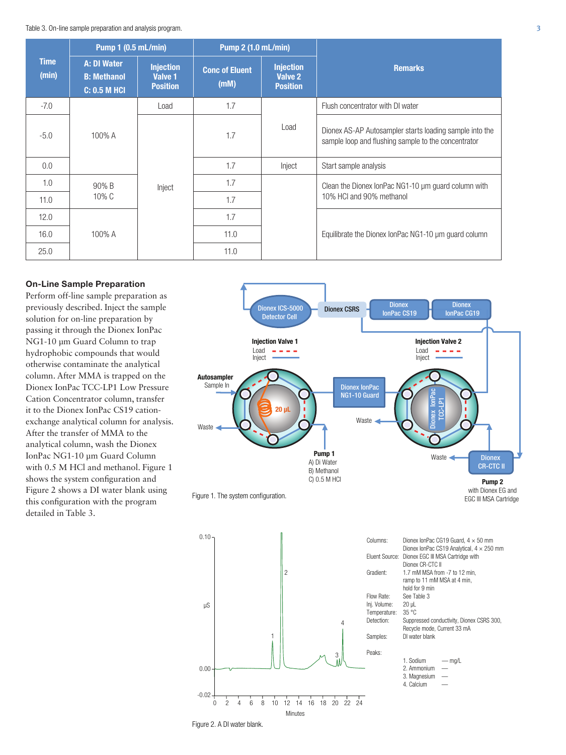Table 3. On-line sample preparation and analysis program.

| Time (min) | Pump 1 (0.5 mL/min) | | Pump 2 (1.0 mL/min) | | Remarks |
|---|---|---|---|---|---|
| | A: DI Water<br>B: Methanol<br>C: 0.5 M HCl | Injection Valve 1 Position | Conc of Eluent (mM) | Injection Valve 2 Position | |
| -7.0 | 100% A | Load | 1.7 | Load | Flush concentrator with DI water |
| -5.0 | | Inject | 1.7 | | Dionex AS-AP Autosampler starts loading sample into the sample loop and flushing sample to the concentrator |
| 0.0 | | | 1.7 | Inject | Start sample analysis |
| 1.0 | 90% B<br>10% C | | 1.7 | | Clean the Dionex IonPac NG1-10 µm guard column with 10% HCl and 90% methanol |
| 11.0 | | | 1.7 | | |
| 12.0 | 100% A | | 1.7 | | Equilibrate the Dionex IonPac NG1-10 µm guard column |
| 16.0 | | | 11.0 | | |
| 25.0 | | | 11.0 | | |

### On-Line Sample Preparation

Perform off-line sample preparation as previously described. Inject the sample solution for on-line preparation by passing it through the Dionex IonPac NG1-10 µm Guard Column to trap hydrophobic compounds that would otherwise contaminate the analytical column. After MMA is trapped on the Dionex IonPac TCC-LP1 Low Pressure Cation Concentrator column, transfer it to the Dionex IonPac CS19 cation-exchange analytical column for analysis. After the transfer of MMA to the analytical column, wash the Dionex IonPac NG1-10 µm Guard Column with 0.5 M HCl and methanol. Figure 1 shows the system configuration and Figure 2 shows a DI water blank using this configuration with the program detailed in Table 3.

Dionex ICS-5000 Detector Cell
Dionex CSRS
Dionex IonPac CS19
Dionex IonPac CG19
Injection Valve 1
Load
Inject
Injection Valve 2
Load
Inject
Autosampler
Sample In
Waste
20 µL
Dionex IonPac NG1-10 Guard
Waste
Dionex IonPac TCC-LP1
Pump 1
A) Di Water
B) Methanol
C) 0.5 M HCl
Waste
Dionex CR-CTC II
Pump 2
with Dionex EG and EGC III MSA Cartridge

Figure 1. The system configuration.

0.10
µS
0.00
-0.02
0 2 4 6 8 10 12 14 16 18 20 22 24
Minutes
1
2
3
4

Columns: Dionex IonPac CG19 Guard, 4 × 50 mm
Dionex IonPac CS19 Analytical, 4 × 250 mm
Eluent Source: Dionex EGC III MSA Cartridge with Dionex CR-CTC II
Gradient: 1.7 mM MSA from -7 to 12 min, ramp to 11 mM MSA at 4 min, hold for 9 min
Flow Rate: See Table 3
Inj. Volume: 20 µL
Temperature: 35 °C
Detection: Suppressed conductivity, Dionex CSRS 300, Recycle mode, Current 33 mA
Samples: DI water blank
Peaks:
1. Sodium — mg/L
2. Ammonium —
3. Magnesium —
4. Calcium —

Figure 2. A DI water blank.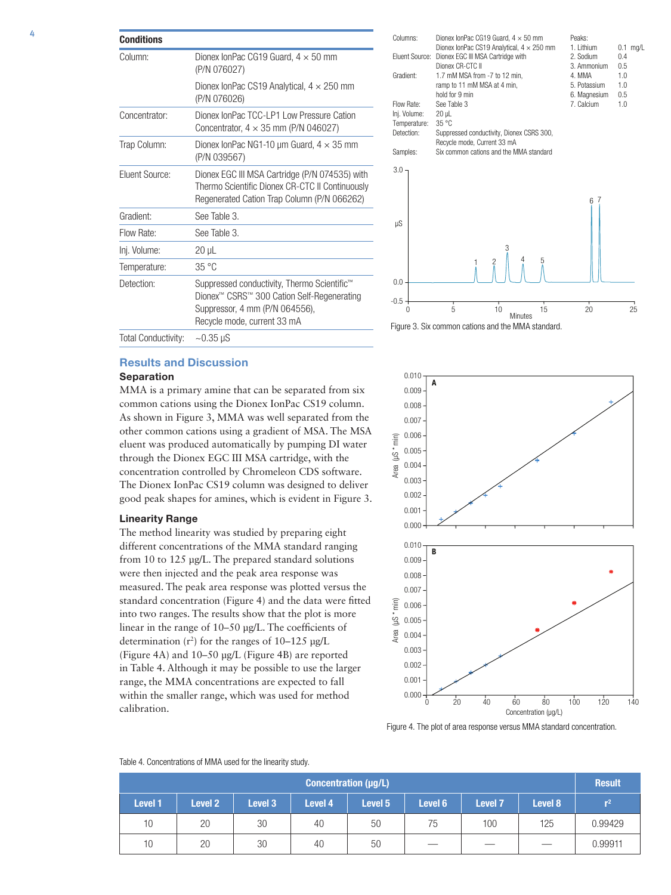## Conditions

| | |
|---|---|
| Column: | Dionex IonPac CG19 Guard, 4 × 50 mm (P/N 076027) Dionex IonPac CS19 Analytical, 4 × 250 mm (P/N 076026) |
| Concentrator: | Dionex IonPac TCC-LP1 Low Pressure Cation Concentrator, 4 × 35 mm (P/N 046027) |
| Trap Column: | Dionex IonPac NG1-10 µm Guard, 4 × 35 mm (P/N 039567) |
| Eluent Source: | Dionex EGC III MSA Cartridge (P/N 074535) with Thermo Scientific Dionex CR-CTC II Continuously Regenerated Cation Trap Column (P/N 066262) |
| Gradient: | See Table 3. |
| Flow Rate: | See Table 3. |
| Inj. Volume: | 20 µL |
| Temperature: | 35 °C |
| Detection: | Suppressed conductivity, Thermo Scientific™ Dionex™ CSRS™ 300 Cation Self-Regenerating Suppressor, 4 mm (P/N 064556), Recycle mode, current 33 mA |
| Total Conductivity: | ~0.35 µS |

## Results and Discussion

### Separation

MMA is a primary amine that can be separated from six common cations using the Dionex IonPac CS19 column. As shown in Figure 3, MMA was well separated from the other common cations using a gradient of MSA. The MSA eluent was produced automatically by pumping DI water through the Dionex EGC III MSA cartridge, with the concentration controlled by Chromeleon CDS software. The Dionex IonPac CS19 column was designed to deliver good peak shapes for amines, which is evident in Figure 3.

### Linearity Range

The method linearity was studied by preparing eight different concentrations of the MMA standard ranging from 10 to 125 µg/L. The prepared standard solutions were then injected and the peak area response was measured. The peak area response was plotted versus the standard concentration (Figure 4) and the data were fitted into two ranges. The results show that the plot is more linear in the range of 10–50 µg/L. The coefficients of determination ($r^2$) for the ranges of 10–125 µg/L (Figure 4A) and 10–50 µg/L (Figure 4B) are reported in Table 4. Although it may be possible to use the larger range, the MMA concentrations are expected to fall within the smaller range, which was used for method calibration.

Columns: Dionex IonPac CG19 Guard, 4 × 50 mm
Dionex IonPac CS19 Analytical, 4 × 250 mm
Eluent Source: Dionex EGC III MSA Cartridge with Dionex CR-CTC II
Gradient: 1.7 mM MSA from -7 to 12 min, ramp to 11 mM MSA at 4 min, hold for 9 min
Flow Rate: See Table 3
Inj. Volume: 20 µL
Temperature: 35 °C
Detection: Suppressed conductivity, Dionex CSRS 300, Recycle mode, Current 33 mA
Samples: Six common cations and the MMA standard

Peaks:
1. Lithium 0.1 mg/L
2. Sodium 0.4
3. Ammonium 0.5
4. MMA 1.0
5. Potassium 1.0
6. Magnesium 0.5
7. Calcium 1.0

3.0
µS
0.0
-0.5
0 5 10 15 20 25
Minutes

Figure 3. Six common cations and the MMA standard.

A
B
Area (µS * min)
0.010 0.009 0.008 0.007 0.006 0.005 0.004 0.003 0.002 0.001 0.000
0 20 40 60 80 100 120 140
Concentration (µg/L)

Figure 4. The plot of area response versus MMA standard concentration.

Table 4. Concentrations of MMA used for the linearity study.

| Concentration (µg/L) | | | | | | | | Result |
|---|---|---|---|---|---|---|---|---|
| Level 1 | Level 2 | Level 3 | Level 4 | Level 5 | Level 6 | Level 7 | Level 8 | $r^2$ |
| 10 | 20 | 30 | 40 | 50 | 75 | 100 | 125 | 0.99429 |
| 10 | 20 | 30 | 40 | 50 | — | — | — | 0.99911 |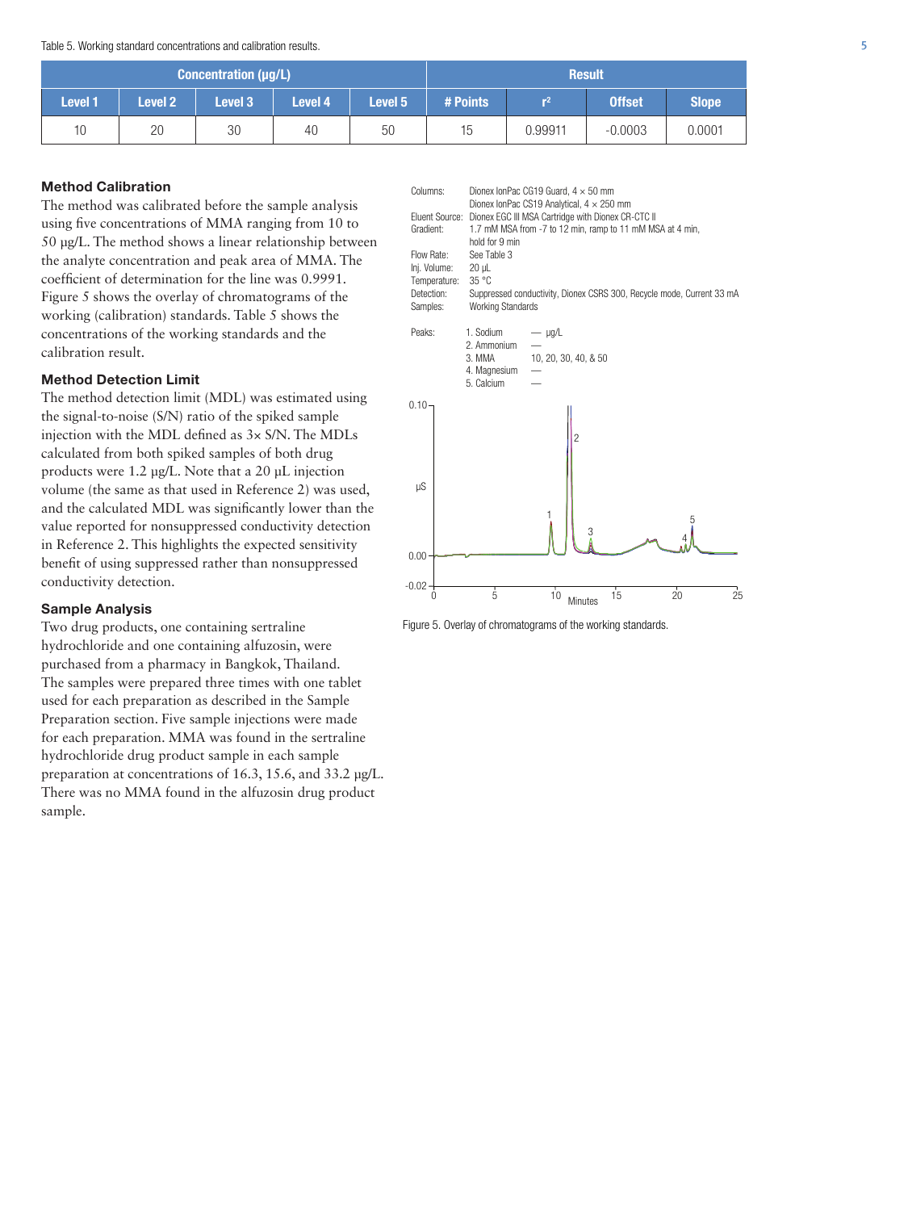Table 5. Working standard concentrations and calibration results.

| Concentration (µg/L) | | | | | Result | | | |
|---|---|---|---|---|---|---|---|---|
| Level 1 | Level 2 | Level 3 | Level 4 | Level 5 | # Points | $r^2$ | Offset | Slope |
| 10 | 20 | 30 | 40 | 50 | 15 | 0.99911 | -0.0003 | 0.0001 |

### Method Calibration

The method was calibrated before the sample analysis using five concentrations of MMA ranging from 10 to 50 µg/L. The method shows a linear relationship between the analyte concentration and peak area of MMA. The coefficient of determination for the line was 0.9991. Figure 5 shows the overlay of chromatograms of the working (calibration) standards. Table 5 shows the concentrations of the working standards and the calibration result.

### Method Detection Limit

The method detection limit (MDL) was estimated using the signal-to-noise (S/N) ratio of the spiked sample injection with the MDL defined as 3× S/N. The MDLs calculated from both spiked samples of both drug products were 1.2 µg/L. Note that a 20 µL injection volume (the same as that used in Reference 2) was used, and the calculated MDL was significantly lower than the value reported for nonsuppressed conductivity detection in Reference 2. This highlights the expected sensitivity benefit of using suppressed rather than nonsuppressed conductivity detection.

### Sample Analysis

Two drug products, one containing sertraline hydrochloride and one containing alfuzosin, were purchased from a pharmacy in Bangkok, Thailand. The samples were prepared three times with one tablet used for each preparation as described in the Sample Preparation section. Five sample injections were made for each preparation. MMA was found in the sertraline hydrochloride drug product sample in each sample preparation at concentrations of 16.3, 15.6, and 33.2 µg/L. There was no MMA found in the alfuzosin drug product sample.

Columns: Dionex IonPac CG19 Guard, 4 × 50 mm
Dionex IonPac CS19 Analytical, 4 × 250 mm
Eluent Source: Dionex EGC III MSA Cartridge with Dionex CR-CTC II
Gradient: 1.7 mM MSA from -7 to 12 min, ramp to 11 mM MSA at 4 min, hold for 9 min
Flow Rate: See Table 3
Inj. Volume: 20 µL
Temperature: 35 °C
Detection: Suppressed conductivity, Dionex CSRS 300, Recycle mode, Current 33 mA
Samples: Working Standards

Peaks:
1. Sodium — µg/L
2. Ammonium —
3. MMA 10, 20, 30, 40, & 50
4. Magnesium —
5. Calcium —

0.10
µS
0.00
-0.02
0 5 10 15 20 25
Minutes
1 2 3 4 5

Figure 5. Overlay of chromatograms of the working standards.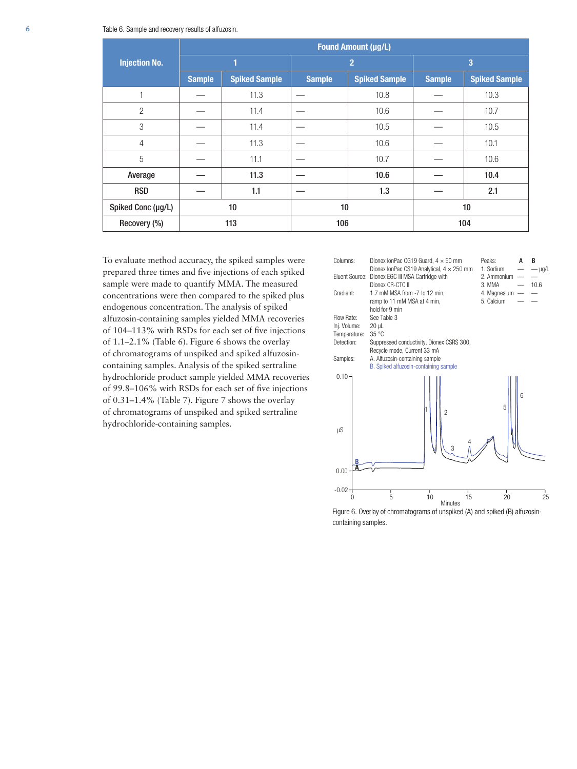Table 6. Sample and recovery results of alfuzosin.

| Injection No. | Found Amount (µg/L) | | | | | |
|---|---|---|---|---|---|---|
| | 1 | | 2 | | 3 | |
| | Sample | Spiked Sample | Sample | Spiked Sample | Sample | Spiked Sample |
| 1 | — | 11.3 | — | 10.8 | — | 10.3 |
| 2 | — | 11.4 | — | 10.6 | — | 10.7 |
| 3 | — | 11.4 | — | 10.5 | — | 10.5 |
| 4 | — | 11.3 | — | 10.6 | — | 10.1 |
| 5 | — | 11.1 | — | 10.7 | — | 10.6 |
| **Average** | **—** | **11.3** | **—** | **10.6** | **—** | **10.4** |
| **RSD** | **—** | **1.1** | **—** | **1.3** | **—** | **2.1** |
| Spiked Conc (µg/L) | 10 | | 10 | | 10 | |
| Recovery (%) | 113 | | 106 | | 104 | |

To evaluate method accuracy, the spiked samples were prepared three times and five injections of each spiked sample were made to quantify MMA. The measured concentrations were then compared to the spiked plus endogenous concentration. The analysis of spiked alfuzosin-containing samples yielded MMA recoveries of 104–113% with RSDs for each set of five injections of 1.1–2.1% (Table 6). Figure 6 shows the overlay of chromatograms of unspiked and spiked alfuzosin-containing samples. Analysis of the spiked sertraline hydrochloride product sample yielded MMA recoveries of 99.8–106% with RSDs for each set of five injections of 0.31–1.4% (Table 7). Figure 7 shows the overlay of chromatograms of unspiked and spiked sertraline hydrochloride-containing samples.

Columns: Dionex IonPac CG19 Guard, 4 × 50 mm
Dionex IonPac CS19 Analytical, 4 × 250 mm
Eluent Source: Dionex EGC III MSA Cartridge with Dionex CR-CTC II
Gradient: 1.7 mM MSA from -7 to 12 min, ramp to 11 mM MSA at 4 min, hold for 9 min
Flow Rate: See Table 3
Inj. Volume: 20 µL
Temperature: 35 °C
Detection: Suppressed conductivity, Dionex CSRS 300, Recycle mode, Current 33 mA
Samples: A. Alfuzosin-containing sample
B. Spiked alfuzosin-containing sample

Peaks: A B
1. Sodium — — µg/L
2. Ammonium — —
3. MMA — 10.6
4. Magnesium — —
5. Calcium — —

0.10
µS
0.00
-0.02
0 5 10 15 20 25
Minutes

Figure 6. Overlay of chromatograms of unspiked (A) and spiked (B) alfuzosin-containing samples.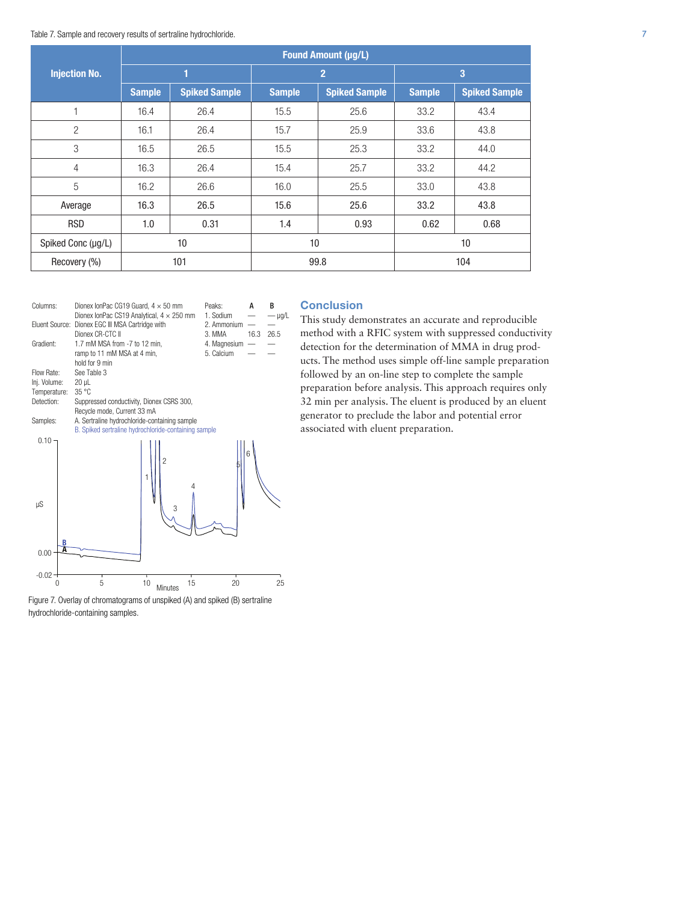Table 7. Sample and recovery results of sertraline hydrochloride.

| Injection No. | Found Amount (µg/L) | | | | | |
|---|---|---|---|---|---|---|
| | 1 | | 2 | | 3 | |
| | Sample | Spiked Sample | Sample | Spiked Sample | Sample | Spiked Sample |
| 1 | 16.4 | 26.4 | 15.5 | 25.6 | 33.2 | 43.4 |
| 2 | 16.1 | 26.4 | 15.7 | 25.9 | 33.6 | 43.8 |
| 3 | 16.5 | 26.5 | 15.5 | 25.3 | 33.2 | 44.0 |
| 4 | 16.3 | 26.4 | 15.4 | 25.7 | 33.2 | 44.2 |
| 5 | 16.2 | 26.6 | 16.0 | 25.5 | 33.0 | 43.8 |
| Average | 16.3 | 26.5 | 15.6 | 25.6 | 33.2 | 43.8 |
| RSD | 1.0 | 0.31 | 1.4 | 0.93 | 0.62 | 0.68 |
| Spiked Conc (µg/L) | 10 | | 10 | | 10 | |
| Recovery (%) | 101 | | 99.8 | | 104 | |

Columns: Dionex IonPac CG19 Guard, 4 × 50 mm
Dionex IonPac CS19 Analytical, 4 × 250 mm
Eluent Source: Dionex EGC III MSA Cartridge with Dionex CR-CTC II
Gradient: 1.7 mM MSA from -7 to 12 min, ramp to 11 mM MSA at 4 min, hold for 9 min
Flow Rate: See Table 3
Inj. Volume: 20 µL
Temperature: 35 °C
Detection: Suppressed conductivity, Dionex CSRS 300, Recycle mode, Current 33 mA
Samples: A. Sertraline hydrochloride-containing sample
B. Spiked sertraline hydrochloride-containing sample

| Peaks: | A | B | |
|---|---|---|---|
| 1. Sodium | — | — | µg/L |
| 2. Ammonium | — | — | |
| 3. MMA | 16.3 | 26.5 | |
| 4. Magnesium | — | — | |
| 5. Calcium | — | — | |

Figure 7. Overlay of chromatograms of unspiked (A) and spiked (B) sertraline hydrochloride-containing samples.

## Conclusion

This study demonstrates an accurate and reproducible method with a RFIC system with suppressed conductivity detection for the determination of MMA in drug products. The method uses simple off-line sample preparation followed by an on-line step to complete the sample preparation before analysis. This approach requires only 32 min per analysis. The eluent is produced by an eluent generator to preclude the labor and potential error associated with eluent preparation.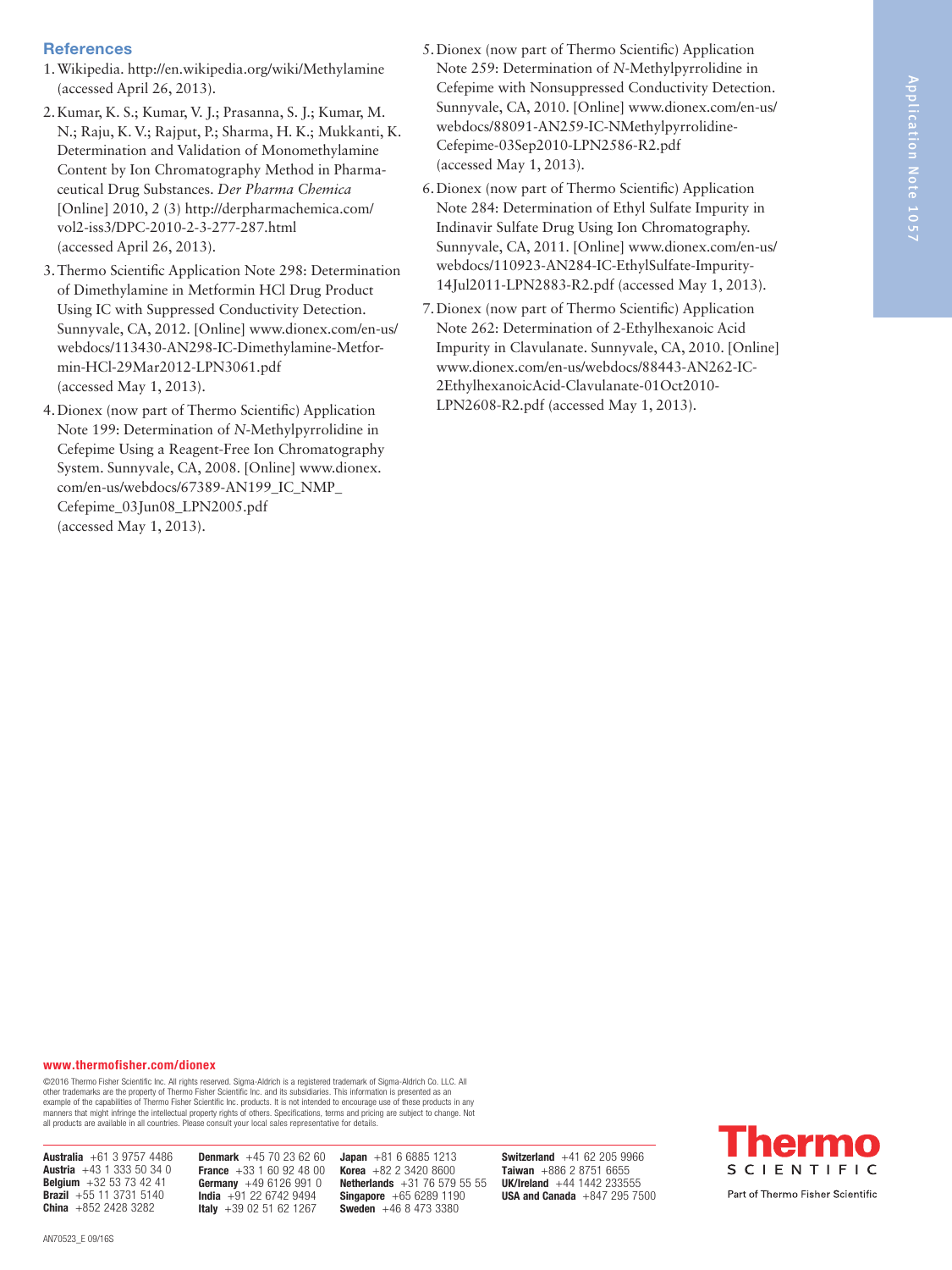## References

1. Wikipedia. http://en.wikipedia.org/wiki/Methylamine (accessed April 26, 2013).
2. Kumar, K. S.; Kumar, V. J.; Prasanna, S. J.; Kumar, M. N.; Raju, K. V.; Rajput, P.; Sharma, H. K.; Mukkanti, K. Determination and Validation of Monomethylamine Content by Ion Chromatography Method in Pharmaceutical Drug Substances. *Der Pharma Chemica* [Online] 2010, *2* (3) http://derpharmachemica.com/vol2-iss3/DPC-2010-2-3-277-287.html (accessed April 26, 2013).
3. Thermo Scientific Application Note 298: Determination of Dimethylamine in Metformin HCl Drug Product Using IC with Suppressed Conductivity Detection. Sunnyvale, CA, 2012. [Online] www.dionex.com/en-us/webdocs/113430-AN298-IC-Dimethylamine-Metformin-HCl-29Mar2012-LPN3061.pdf (accessed May 1, 2013).
4. Dionex (now part of Thermo Scientific) Application Note 199: Determination of *N*-Methylpyrrolidine in Cefepime Using a Reagent-Free Ion Chromatography System. Sunnyvale, CA, 2008. [Online] www.dionex.com/en-us/webdocs/67389-AN199_IC_NMP_Cefepime_03Jun08_LPN2005.pdf (accessed May 1, 2013).
5. Dionex (now part of Thermo Scientific) Application Note 259: Determination of *N*-Methylpyrrolidine in Cefepime with Nonsuppressed Conductivity Detection. Sunnyvale, CA, 2010. [Online] www.dionex.com/en-us/webdocs/88091-AN259-IC-NMethylpyrrolidine-Cefepime-03Sep2010-LPN2586-R2.pdf (accessed May 1, 2013).
6. Dionex (now part of Thermo Scientific) Application Note 284: Determination of Ethyl Sulfate Impurity in Indinavir Sulfate Drug Using Ion Chromatography. Sunnyvale, CA, 2011. [Online] www.dionex.com/en-us/webdocs/110923-AN284-IC-EthylSulfate-Impurity-14Jul2011-LPN2883-R2.pdf (accessed May 1, 2013).
7. Dionex (now part of Thermo Scientific) Application Note 262: Determination of 2-Ethylhexanoic Acid Impurity in Clavulanate. Sunnyvale, CA, 2010. [Online] www.dionex.com/en-us/webdocs/88443-AN262-IC-2EthylhexanoicAcid-Clavulanate-01Oct2010-LPN2608-R2.pdf (accessed May 1, 2013).

**www.thermofisher.com/dionex**

©2016 Thermo Fisher Scientific Inc. All rights reserved. Sigma-Aldrich is a registered trademark of Sigma-Aldrich Co. LLC. All other trademarks are the property of Thermo Fisher Scientific Inc. and its subsidiaries. This information is presented as an example of the capabilities of Thermo Fisher Scientific Inc. products. It is not intended to encourage use of these products in any manners that might infringe the intellectual property rights of others. Specifications, terms and pricing are subject to change. Not all products are available in all countries. Please consult your local sales representative for details.

**Australia** +61 3 9757 4486
**Austria** +43 1 333 50 34 0
**Belgium** +32 53 73 42 41
**Brazil** +55 11 3731 5140
**China** +852 2428 3282
**Denmark** +45 70 23 62 60
**France** +33 1 60 92 48 00
**Germany** +49 6126 991 0
**India** +91 22 6742 9494
**Italy** +39 02 51 62 1267
**Japan** +81 6 6885 1213
**Korea** +82 2 3420 8600
**Netherlands** +31 76 579 55 55
**Singapore** +65 6289 1190
**Sweden** +46 8 473 3380
**Switzerland** +41 62 205 9966
**Taiwan** +886 2 8751 6655
**UK/Ireland** +44 1442 233555
**USA and Canada** +847 295 7500

Thermo SCIENTIFIC
Part of Thermo Fisher Scientific

AN70523_E 09/16S